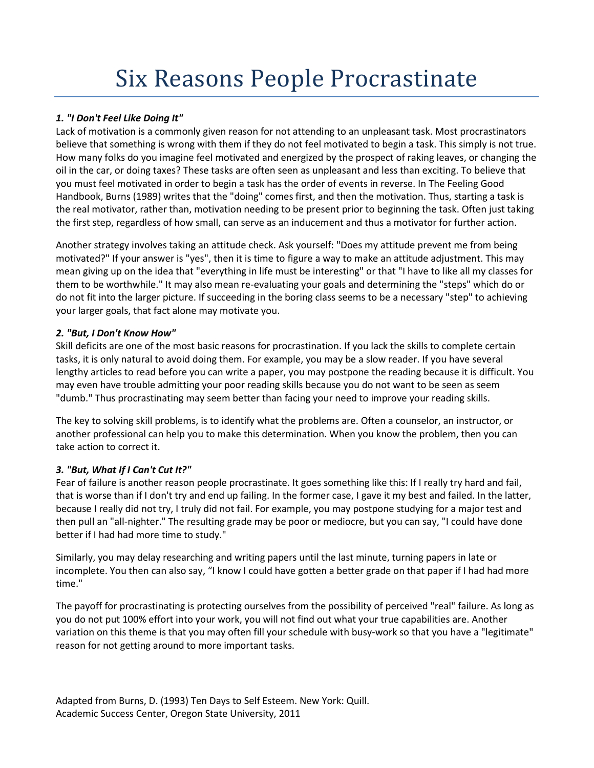# Six Reasons People Procrastinate

### *1. "I Don't Feel Like Doing It"*

Lack of motivation is a commonly given reason for not attending to an unpleasant task. Most procrastinators believe that something is wrong with them if they do not feel motivated to begin a task. This simply is not true. How many folks do you imagine feel motivated and energized by the prospect of raking leaves, or changing the oil in the car, or doing taxes? These tasks are often seen as unpleasant and less than exciting. To believe that you must feel motivated in order to begin a task has the order of events in reverse. In The Feeling Good Handbook, Burns (1989) writes that the "doing" comes first, and then the motivation. Thus, starting a task is the real motivator, rather than, motivation needing to be present prior to beginning the task. Often just taking the first step, regardless of how small, can serve as an inducement and thus a motivator for further action.

Another strategy involves taking an attitude check. Ask yourself: "Does my attitude prevent me from being motivated?" If your answer is "yes", then it is time to figure a way to make an attitude adjustment. This may mean giving up on the idea that "everything in life must be interesting" or that "I have to like all my classes for them to be worthwhile." It may also mean re-evaluating your goals and determining the "steps" which do or do not fit into the larger picture. If succeeding in the boring class seems to be a necessary "step" to achieving your larger goals, that fact alone may motivate you.

### *2. "But, I Don't Know How"*

Skill deficits are one of the most basic reasons for procrastination. If you lack the skills to complete certain tasks, it is only natural to avoid doing them. For example, you may be a slow reader. If you have several lengthy articles to read before you can write a paper, you may postpone the reading because it is difficult. You may even have trouble admitting your poor reading skills because you do not want to be seen as seem "dumb." Thus procrastinating may seem better than facing your need to improve your reading skills.

The key to solving skill problems, is to identify what the problems are. Often a counselor, an instructor, or another professional can help you to make this determination. When you know the problem, then you can take action to correct it.

### *3. "But, What If I Can't Cut It?"*

Fear of failure is another reason people procrastinate. It goes something like this: If I really try hard and fail, that is worse than if I don't try and end up failing. In the former case, I gave it my best and failed. In the latter, because I really did not try, I truly did not fail. For example, you may postpone studying for a major test and then pull an "all-nighter." The resulting grade may be poor or mediocre, but you can say, "I could have done better if I had had more time to study."

Similarly, you may delay researching and writing papers until the last minute, turning papers in late or incomplete. You then can also say, "I know I could have gotten a better grade on that paper if I had had more time."

The payoff for procrastinating is protecting ourselves from the possibility of perceived "real" failure. As long as you do not put 100% effort into your work, you will not find out what your true capabilities are. Another variation on this theme is that you may often fill your schedule with busy-work so that you have a "legitimate" reason for not getting around to more important tasks.

Adapted from Burns, D. (1993) Ten Days to Self Esteem. New York: Quill.
Academic Success Center, Oregon State University, 2011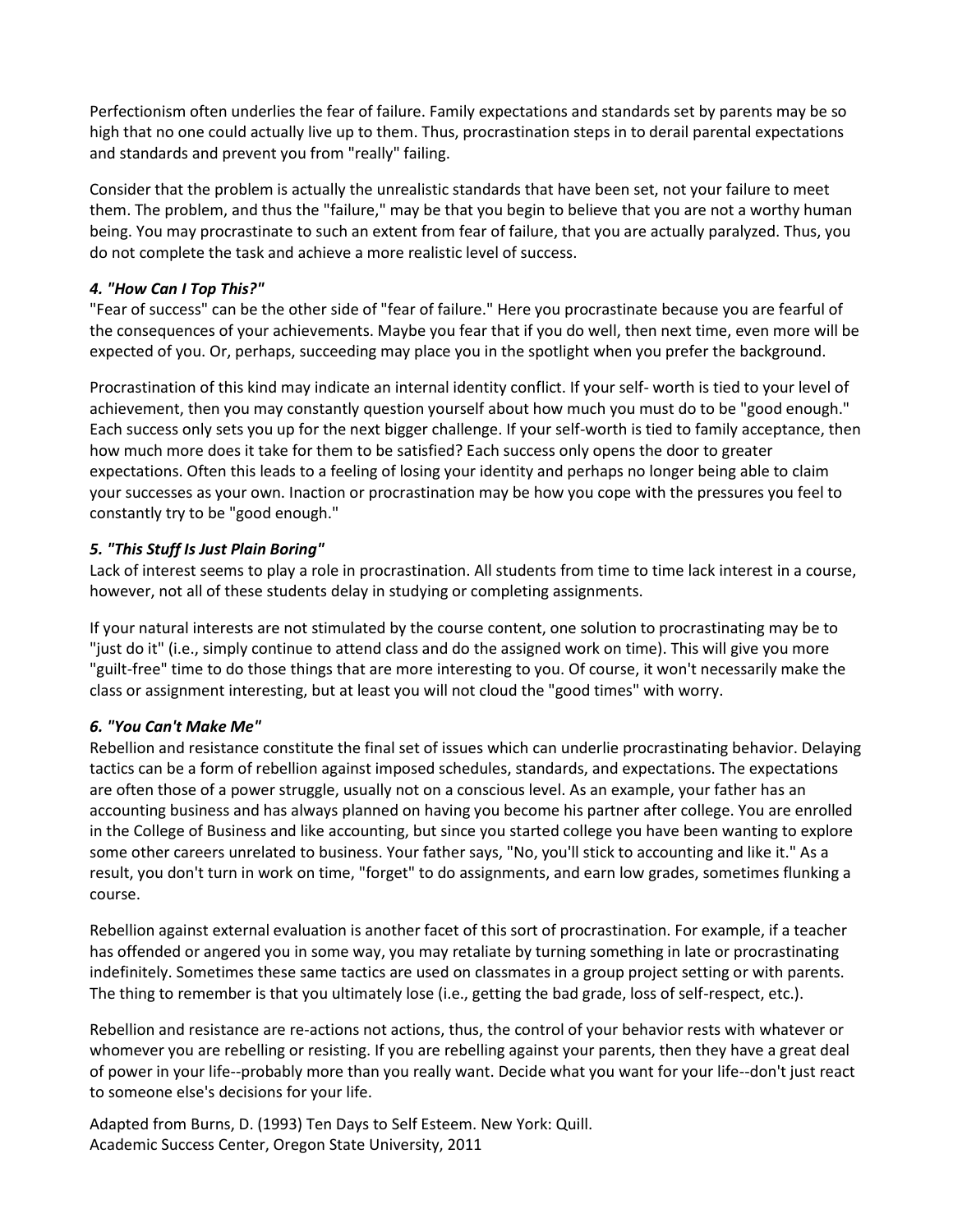Perfectionism often underlies the fear of failure. Family expectations and standards set by parents may be so high that no one could actually live up to them. Thus, procrastination steps in to derail parental expectations and standards and prevent you from "really" failing.

Consider that the problem is actually the unrealistic standards that have been set, not your failure to meet them. The problem, and thus the "failure," may be that you begin to believe that you are not a worthy human being. You may procrastinate to such an extent from fear of failure, that you are actually paralyzed. Thus, you do not complete the task and achieve a more realistic level of success.

#### *4. "How Can I Top This?"*

"Fear of success" can be the other side of "fear of failure." Here you procrastinate because you are fearful of the consequences of your achievements. Maybe you fear that if you do well, then next time, even more will be expected of you. Or, perhaps, succeeding may place you in the spotlight when you prefer the background.

Procrastination of this kind may indicate an internal identity conflict. If your self- worth is tied to your level of achievement, then you may constantly question yourself about how much you must do to be "good enough." Each success only sets you up for the next bigger challenge. If your self-worth is tied to family acceptance, then how much more does it take for them to be satisfied? Each success only opens the door to greater expectations. Often this leads to a feeling of losing your identity and perhaps no longer being able to claim your successes as your own. Inaction or procrastination may be how you cope with the pressures you feel to constantly try to be "good enough."

#### *5. "This Stuff Is Just Plain Boring"*

Lack of interest seems to play a role in procrastination. All students from time to time lack interest in a course, however, not all of these students delay in studying or completing assignments.

If your natural interests are not stimulated by the course content, one solution to procrastinating may be to "just do it" (i.e., simply continue to attend class and do the assigned work on time). This will give you more "guilt-free" time to do those things that are more interesting to you. Of course, it won't necessarily make the class or assignment interesting, but at least you will not cloud the "good times" with worry.

#### *6. "You Can't Make Me"*

Rebellion and resistance constitute the final set of issues which can underlie procrastinating behavior. Delaying tactics can be a form of rebellion against imposed schedules, standards, and expectations. The expectations are often those of a power struggle, usually not on a conscious level. As an example, your father has an accounting business and has always planned on having you become his partner after college. You are enrolled in the College of Business and like accounting, but since you started college you have been wanting to explore some other careers unrelated to business. Your father says, "No, you'll stick to accounting and like it." As a result, you don't turn in work on time, "forget" to do assignments, and earn low grades, sometimes flunking a course.

Rebellion against external evaluation is another facet of this sort of procrastination. For example, if a teacher has offended or angered you in some way, you may retaliate by turning something in late or procrastinating indefinitely. Sometimes these same tactics are used on classmates in a group project setting or with parents. The thing to remember is that you ultimately lose (i.e., getting the bad grade, loss of self-respect, etc.).

Rebellion and resistance are re-actions not actions, thus, the control of your behavior rests with whatever or whomever you are rebelling or resisting. If you are rebelling against your parents, then they have a great deal of power in your life--probably more than you really want. Decide what you want for your life--don't just react to someone else's decisions for your life.

Adapted from Burns, D. (1993) Ten Days to Self Esteem. New York: Quill.
Academic Success Center, Oregon State University, 2011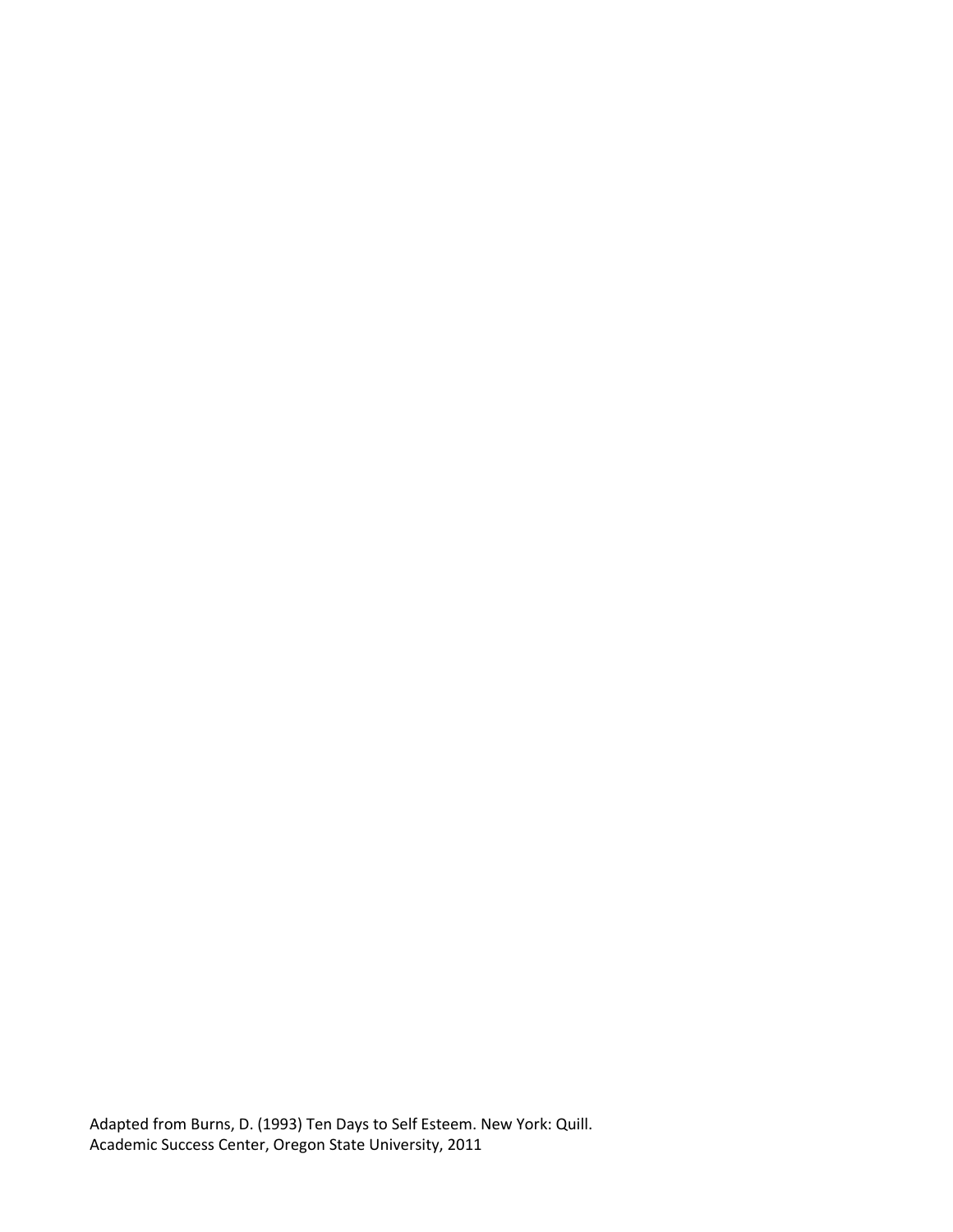Adapted from Burns, D. (1993) Ten Days to Self Esteem. New York: Quill.
Academic Success Center, Oregon State University, 2011